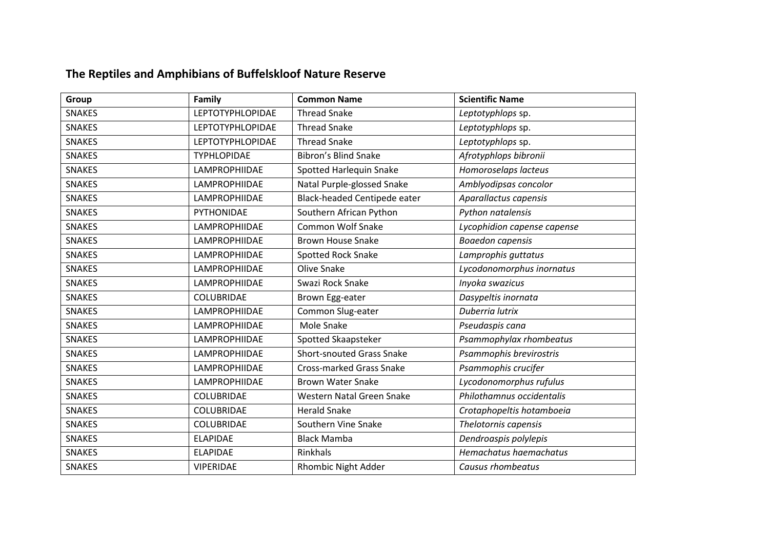## The Reptiles and Amphibians of Buffelskloof Nature Reserve

| Group | Family | Common Name | Scientific Name |
|---|---|---|---|
| SNAKES | LEPTOTYPHLOPIDAE | Thread Snake | *Leptotyphlops* sp. |
| SNAKES | LEPTOTYPHLOPIDAE | Thread Snake | *Leptotyphlops* sp. |
| SNAKES | LEPTOTYPHLOPIDAE | Thread Snake | *Leptotyphlops* sp. |
| SNAKES | TYPHLOPIDAE | Bibron's Blind Snake | *Afrotyphlops bibronii* |
| SNAKES | LAMPROPHIIDAE | Spotted Harlequin Snake | *Homoroselaps lacteus* |
| SNAKES | LAMPROPHIIDAE | Natal Purple-glossed Snake | *Amblyodipsas concolor* |
| SNAKES | LAMPROPHIIDAE | Black-headed Centipede eater | *Aparallactus capensis* |
| SNAKES | PYTHONIDAE | Southern African Python | *Python natalensis* |
| SNAKES | LAMPROPHIIDAE | Common Wolf Snake | *Lycophidion capense capense* |
| SNAKES | LAMPROPHIIDAE | Brown House Snake | *Boaedon capensis* |
| SNAKES | LAMPROPHIIDAE | Spotted Rock Snake | *Lamprophis guttatus* |
| SNAKES | LAMPROPHIIDAE | Olive Snake | *Lycodonomorphus inornatus* |
| SNAKES | LAMPROPHIIDAE | Swazi Rock Snake | *Inyoka swazicus* |
| SNAKES | COLUBRIDAE | Brown Egg-eater | *Dasypeltis inornata* |
| SNAKES | LAMPROPHIIDAE | Common Slug-eater | *Duberria lutrix* |
| SNAKES | LAMPROPHIIDAE | Mole Snake | *Pseudaspis cana* |
| SNAKES | LAMPROPHIIDAE | Spotted Skaapsteker | *Psammophylax rhombeatus* |
| SNAKES | LAMPROPHIIDAE | Short-snouted Grass Snake | *Psammophis brevirostris* |
| SNAKES | LAMPROPHIIDAE | Cross-marked Grass Snake | *Psammophis crucifer* |
| SNAKES | LAMPROPHIIDAE | Brown Water Snake | *Lycodonomorphus rufulus* |
| SNAKES | COLUBRIDAE | Western Natal Green Snake | *Philothamnus occidentalis* |
| SNAKES | COLUBRIDAE | Herald Snake | *Crotaphopeltis hotamboeia* |
| SNAKES | COLUBRIDAE | Southern Vine Snake | *Thelotornis capensis* |
| SNAKES | ELAPIDAE | Black Mamba | *Dendroaspis polylepis* |
| SNAKES | ELAPIDAE | Rinkhals | *Hemachatus haemachatus* |
| SNAKES | VIPERIDAE | Rhombic Night Adder | *Causus rhombeatus* |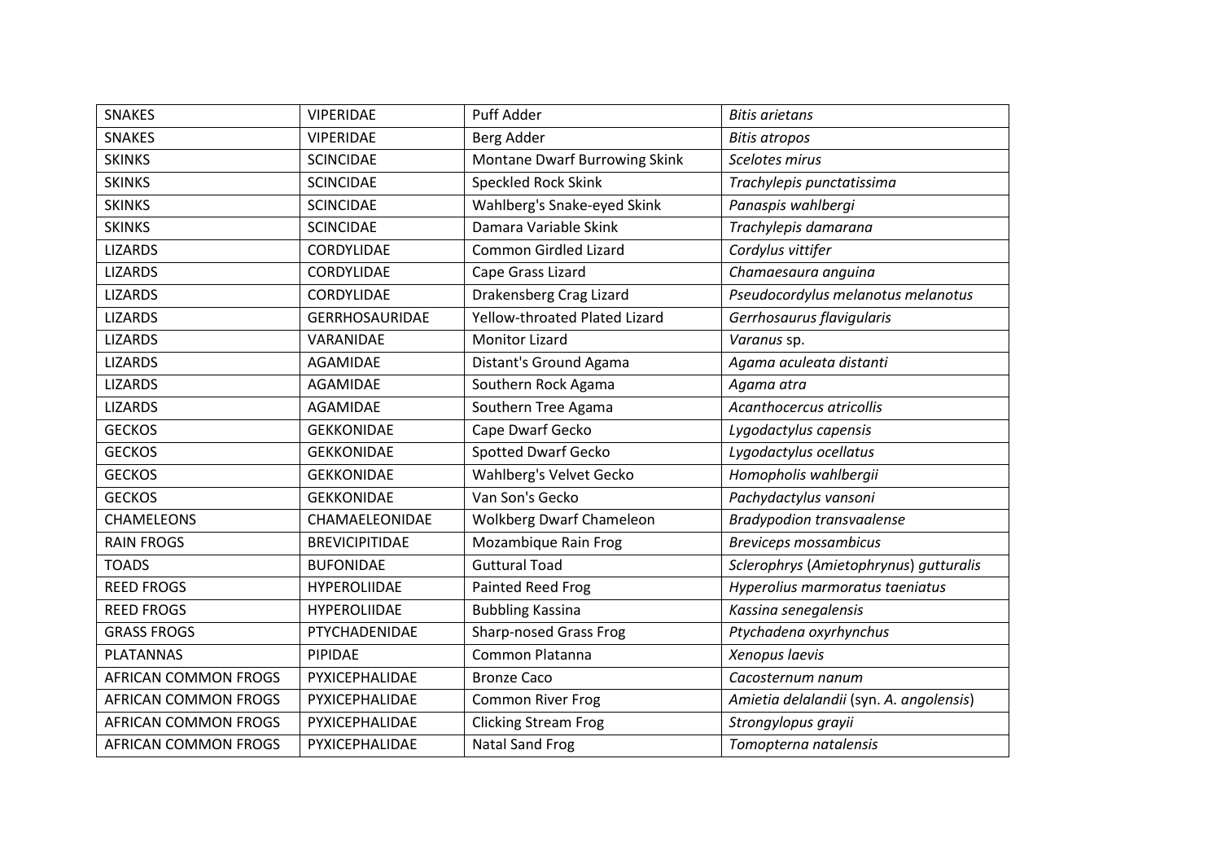| | | | |
|---|---|---|---|
| SNAKES | VIPERIDAE | Puff Adder | *Bitis arietans* |
| SNAKES | VIPERIDAE | Berg Adder | *Bitis atropos* |
| SKINKS | SCINCIDAE | Montane Dwarf Burrowing Skink | *Scelotes mirus* |
| SKINKS | SCINCIDAE | Speckled Rock Skink | *Trachylepis punctatissima* |
| SKINKS | SCINCIDAE | Wahlberg's Snake-eyed Skink | *Panaspis wahlbergi* |
| SKINKS | SCINCIDAE | Damara Variable Skink | *Trachylepis damarana* |
| LIZARDS | CORDYLIDAE | Common Girdled Lizard | *Cordylus vittifer* |
| LIZARDS | CORDYLIDAE | Cape Grass Lizard | *Chamaesaura anguina* |
| LIZARDS | CORDYLIDAE | Drakensberg Crag Lizard | *Pseudocordylus melanotus melanotus* |
| LIZARDS | GERRHOSAURIDAE | Yellow-throated Plated Lizard | *Gerrhosaurus flavigularis* |
| LIZARDS | VARANIDAE | Monitor Lizard | *Varanus* sp. |
| LIZARDS | AGAMIDAE | Distant's Ground Agama | *Agama aculeata distanti* |
| LIZARDS | AGAMIDAE | Southern Rock Agama | *Agama atra* |
| LIZARDS | AGAMIDAE | Southern Tree Agama | *Acanthocercus atricollis* |
| GECKOS | GEKKONIDAE | Cape Dwarf Gecko | *Lygodactylus capensis* |
| GECKOS | GEKKONIDAE | Spotted Dwarf Gecko | *Lygodactylus ocellatus* |
| GECKOS | GEKKONIDAE | Wahlberg's Velvet Gecko | *Homopholis wahlbergii* |
| GECKOS | GEKKONIDAE | Van Son's Gecko | *Pachydactylus vansoni* |
| CHAMELEONS | CHAMAELEONIDAE | Wolkberg Dwarf Chameleon | *Bradypodion transvaalense* |
| RAIN FROGS | BREVICIPITIDAE | Mozambique Rain Frog | *Breviceps mossambicus* |
| TOADS | BUFONIDAE | Guttural Toad | *Sclerophrys* (*Amietophrynus*) *gutturalis* |
| REED FROGS | HYPEROLIIDAE | Painted Reed Frog | *Hyperolius marmoratus taeniatus* |
| REED FROGS | HYPEROLIIDAE | Bubbling Kassina | *Kassina senegalensis* |
| GRASS FROGS | PTYCHADENIDAE | Sharp-nosed Grass Frog | *Ptychadena oxyrhynchus* |
| PLATANNAS | PIPIDAE | Common Platanna | *Xenopus laevis* |
| AFRICAN COMMON FROGS | PYXICEPHALIDAE | Bronze Caco | *Cacosternum nanum* |
| AFRICAN COMMON FROGS | PYXICEPHALIDAE | Common River Frog | *Amietia delalandii* (syn. *A. angolensis*) |
| AFRICAN COMMON FROGS | PYXICEPHALIDAE | Clicking Stream Frog | *Strongylopus grayii* |
| AFRICAN COMMON FROGS | PYXICEPHALIDAE | Natal Sand Frog | *Tomopterna natalensis* |